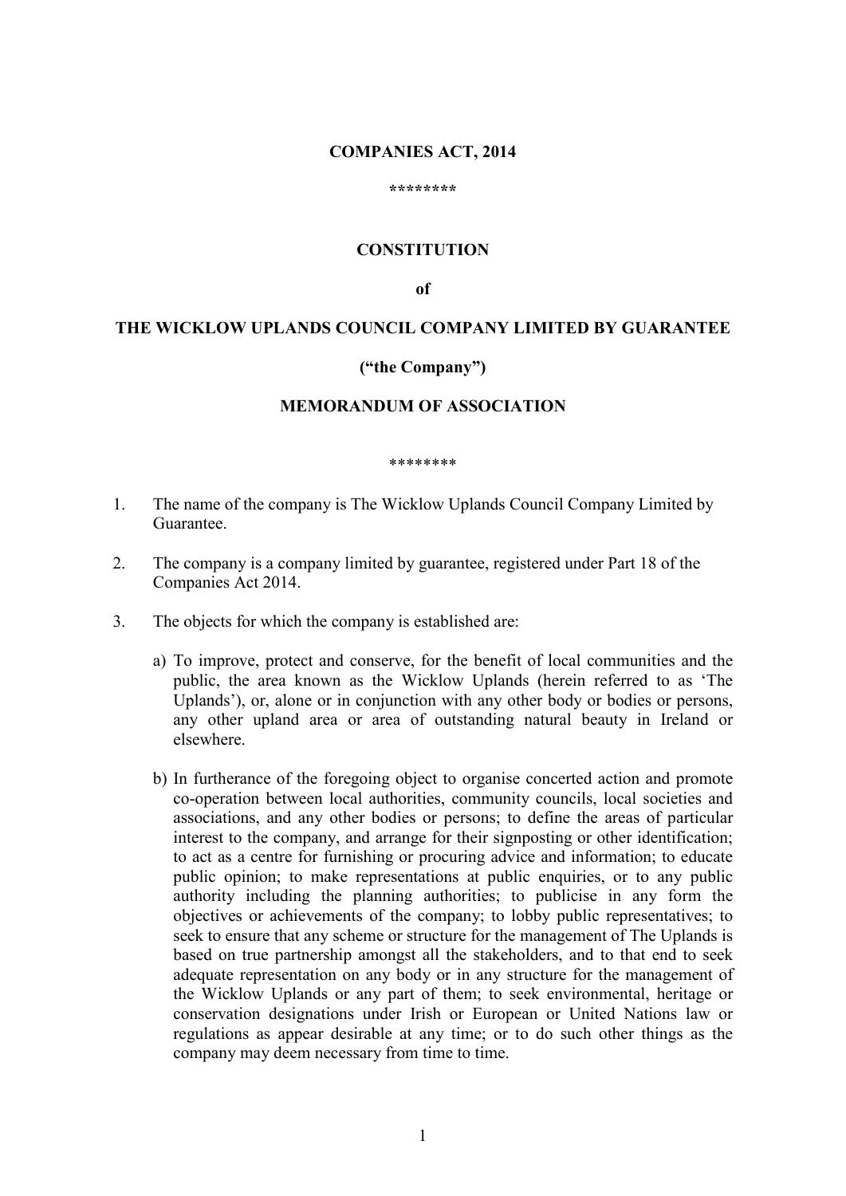**COMPANIES ACT, 2014**

**\*\*\*\*\*\*\*\***

**CONSTITUTION**

**of**

**THE WICKLOW UPLANDS COUNCIL COMPANY LIMITED BY GUARANTEE**

**("the Company")**

**MEMORANDUM OF ASSOCIATION**

\*\*\*\*\*\*\*\*

1. The name of the company is The Wicklow Uplands Council Company Limited by Guarantee.

2. The company is a company limited by guarantee, registered under Part 18 of the Companies Act 2014.

3. The objects for which the company is established are:

   a) To improve, protect and conserve, for the benefit of local communities and the public, the area known as the Wicklow Uplands (herein referred to as 'The Uplands'), or, alone or in conjunction with any other body or bodies or persons, any other upland area or area of outstanding natural beauty in Ireland or elsewhere.

   b) In furtherance of the foregoing object to organise concerted action and promote co-operation between local authorities, community councils, local societies and associations, and any other bodies or persons; to define the areas of particular interest to the company, and arrange for their signposting or other identification; to act as a centre for furnishing or procuring advice and information; to educate public opinion; to make representations at public enquiries, or to any public authority including the planning authorities; to publicise in any form the objectives or achievements of the company; to lobby public representatives; to seek to ensure that any scheme or structure for the management of The Uplands is based on true partnership amongst all the stakeholders, and to that end to seek adequate representation on any body or in any structure for the management of the Wicklow Uplands or any part of them; to seek environmental, heritage or conservation designations under Irish or European or United Nations law or regulations as appear desirable at any time; or to do such other things as the company may deem necessary from time to time.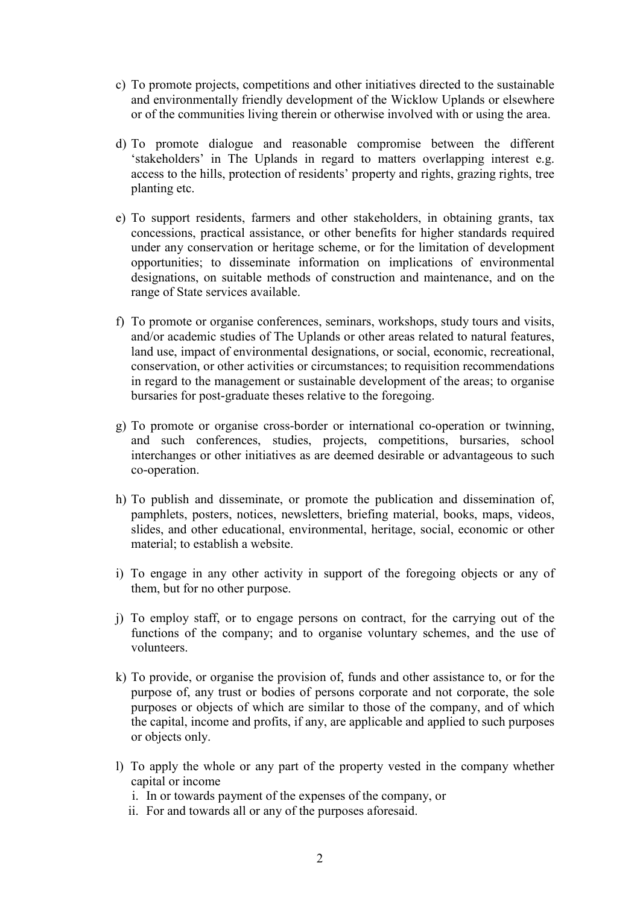c) To promote projects, competitions and other initiatives directed to the sustainable and environmentally friendly development of the Wicklow Uplands or elsewhere or of the communities living therein or otherwise involved with or using the area.

d) To promote dialogue and reasonable compromise between the different 'stakeholders' in The Uplands in regard to matters overlapping interest e.g. access to the hills, protection of residents' property and rights, grazing rights, tree planting etc.

e) To support residents, farmers and other stakeholders, in obtaining grants, tax concessions, practical assistance, or other benefits for higher standards required under any conservation or heritage scheme, or for the limitation of development opportunities; to disseminate information on implications of environmental designations, on suitable methods of construction and maintenance, and on the range of State services available.

f) To promote or organise conferences, seminars, workshops, study tours and visits, and/or academic studies of The Uplands or other areas related to natural features, land use, impact of environmental designations, or social, economic, recreational, conservation, or other activities or circumstances; to requisition recommendations in regard to the management or sustainable development of the areas; to organise bursaries for post-graduate theses relative to the foregoing.

g) To promote or organise cross-border or international co-operation or twinning, and such conferences, studies, projects, competitions, bursaries, school interchanges or other initiatives as are deemed desirable or advantageous to such co-operation.

h) To publish and disseminate, or promote the publication and dissemination of, pamphlets, posters, notices, newsletters, briefing material, books, maps, videos, slides, and other educational, environmental, heritage, social, economic or other material; to establish a website.

i) To engage in any other activity in support of the foregoing objects or any of them, but for no other purpose.

j) To employ staff, or to engage persons on contract, for the carrying out of the functions of the company; and to organise voluntary schemes, and the use of volunteers.

k) To provide, or organise the provision of, funds and other assistance to, or for the purpose of, any trust or bodies of persons corporate and not corporate, the sole purposes or objects of which are similar to those of the company, and of which the capital, income and profits, if any, are applicable and applied to such purposes or objects only.

l) To apply the whole or any part of the property vested in the company whether capital or income
   i. In or towards payment of the expenses of the company, or
   ii. For and towards all or any of the purposes aforesaid.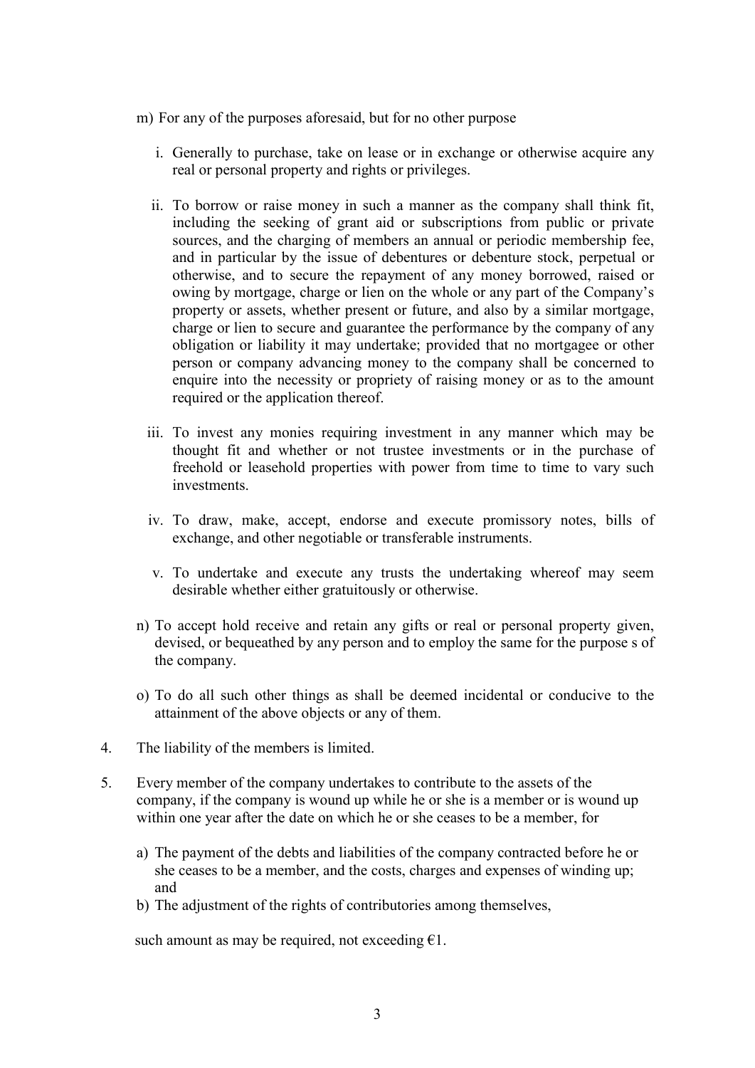m) For any of the purposes aforesaid, but for no other purpose

   i. Generally to purchase, take on lease or in exchange or otherwise acquire any real or personal property and rights or privileges.

   ii. To borrow or raise money in such a manner as the company shall think fit, including the seeking of grant aid or subscriptions from public or private sources, and the charging of members an annual or periodic membership fee, and in particular by the issue of debentures or debenture stock, perpetual or otherwise, and to secure the repayment of any money borrowed, raised or owing by mortgage, charge or lien on the whole or any part of the Company's property or assets, whether present or future, and also by a similar mortgage, charge or lien to secure and guarantee the performance by the company of any obligation or liability it may undertake; provided that no mortgagee or other person or company advancing money to the company shall be concerned to enquire into the necessity or propriety of raising money or as to the amount required or the application thereof.

   iii. To invest any monies requiring investment in any manner which may be thought fit and whether or not trustee investments or in the purchase of freehold or leasehold properties with power from time to time to vary such investments.

   iv. To draw, make, accept, endorse and execute promissory notes, bills of exchange, and other negotiable or transferable instruments.

   v. To undertake and execute any trusts the undertaking whereof may seem desirable whether either gratuitously or otherwise.

n) To accept hold receive and retain any gifts or real or personal property given, devised, or bequeathed by any person and to employ the same for the purpose s of the company.

o) To do all such other things as shall be deemed incidental or conducive to the attainment of the above objects or any of them.

4. The liability of the members is limited.

5. Every member of the company undertakes to contribute to the assets of the company, if the company is wound up while he or she is a member or is wound up within one year after the date on which he or she ceases to be a member, for

   a) The payment of the debts and liabilities of the company contracted before he or she ceases to be a member, and the costs, charges and expenses of winding up; and
   b) The adjustment of the rights of contributories among themselves,

   such amount as may be required, not exceeding €1.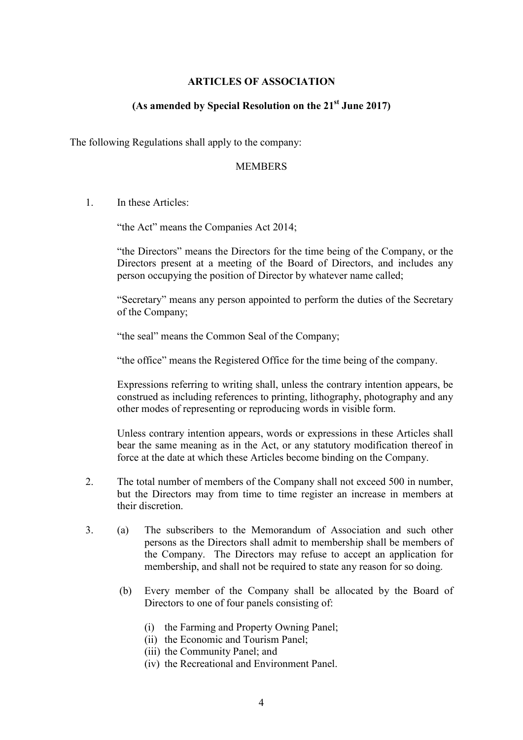# ARTICLES OF ASSOCIATION

## (As amended by Special Resolution on the 21st June 2017)

The following Regulations shall apply to the company:

### MEMBERS

1. In these Articles:

   "the Act" means the Companies Act 2014;

   "the Directors" means the Directors for the time being of the Company, or the Directors present at a meeting of the Board of Directors, and includes any person occupying the position of Director by whatever name called;

   "Secretary" means any person appointed to perform the duties of the Secretary of the Company;

   "the seal" means the Common Seal of the Company;

   "the office" means the Registered Office for the time being of the company.

   Expressions referring to writing shall, unless the contrary intention appears, be construed as including references to printing, lithography, photography and any other modes of representing or reproducing words in visible form.

   Unless contrary intention appears, words or expressions in these Articles shall bear the same meaning as in the Act, or any statutory modification thereof in force at the date at which these Articles become binding on the Company.

2. The total number of members of the Company shall not exceed 500 in number, but the Directors may from time to time register an increase in members at their discretion.

3. (a) The subscribers to the Memorandum of Association and such other persons as the Directors shall admit to membership shall be members of the Company. The Directors may refuse to accept an application for membership, and shall not be required to state any reason for so doing.

   (b) Every member of the Company shall be allocated by the Board of Directors to one of four panels consisting of:

   (i) the Farming and Property Owning Panel;
   (ii) the Economic and Tourism Panel;
   (iii) the Community Panel; and
   (iv) the Recreational and Environment Panel.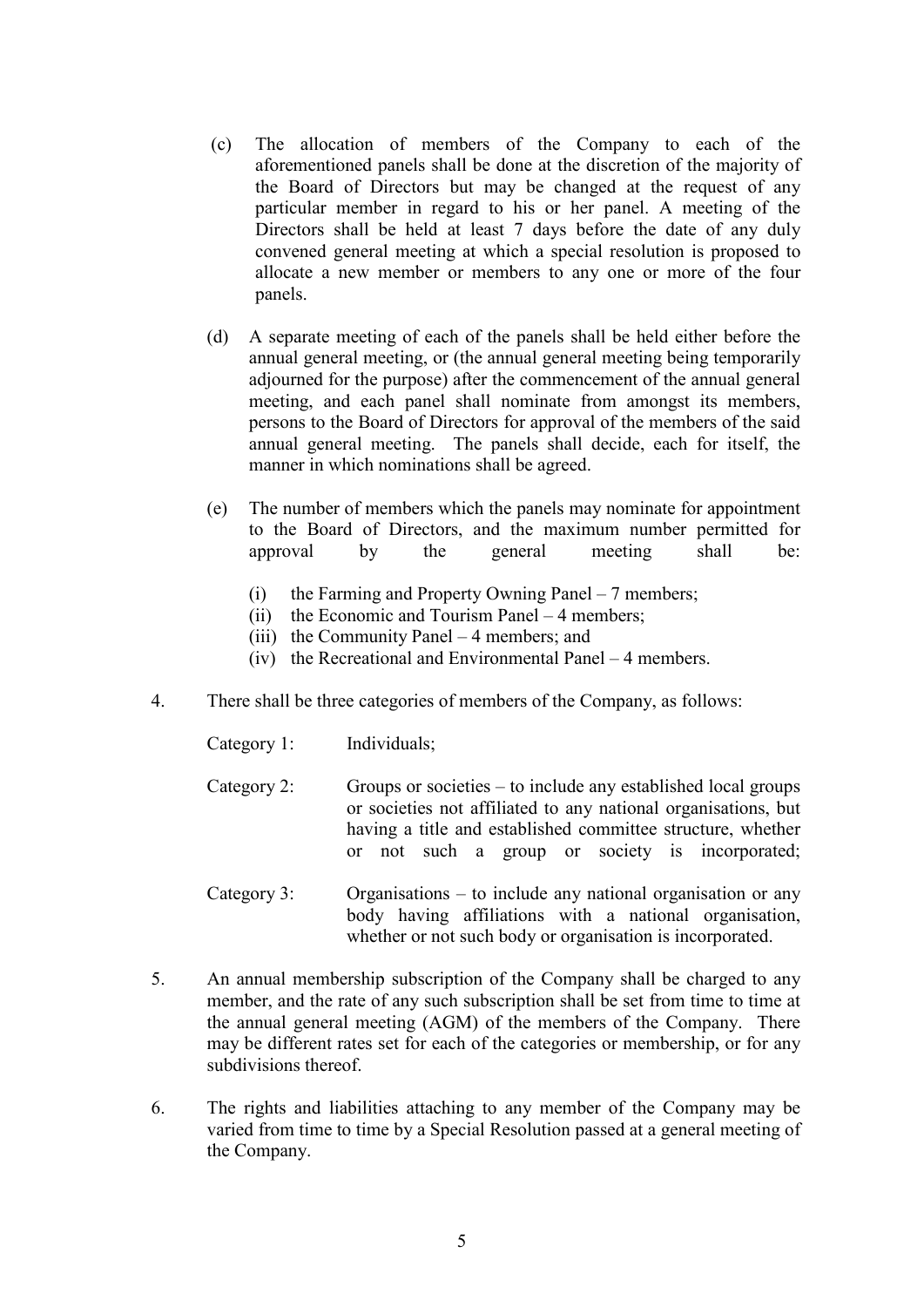(c) The allocation of members of the Company to each of the aforementioned panels shall be done at the discretion of the majority of the Board of Directors but may be changed at the request of any particular member in regard to his or her panel. A meeting of the Directors shall be held at least 7 days before the date of any duly convened general meeting at which a special resolution is proposed to allocate a new member or members to any one or more of the four panels.

(d) A separate meeting of each of the panels shall be held either before the annual general meeting, or (the annual general meeting being temporarily adjourned for the purpose) after the commencement of the annual general meeting, and each panel shall nominate from amongst its members, persons to the Board of Directors for approval of the members of the said annual general meeting. The panels shall decide, each for itself, the manner in which nominations shall be agreed.

(e) The number of members which the panels may nominate for appointment to the Board of Directors, and the maximum number permitted for approval by the general meeting shall be:

   (i) the Farming and Property Owning Panel – 7 members;
   (ii) the Economic and Tourism Panel – 4 members;
   (iii) the Community Panel – 4 members; and
   (iv) the Recreational and Environmental Panel – 4 members.

4. There shall be three categories of members of the Company, as follows:

   Category 1: Individuals;

   Category 2: Groups or societies – to include any established local groups or societies not affiliated to any national organisations, but having a title and established committee structure, whether or not such a group or society is incorporated;

   Category 3: Organisations – to include any national organisation or any body having affiliations with a national organisation, whether or not such body or organisation is incorporated.

5. An annual membership subscription of the Company shall be charged to any member, and the rate of any such subscription shall be set from time to time at the annual general meeting (AGM) of the members of the Company. There may be different rates set for each of the categories or membership, or for any subdivisions thereof.

6. The rights and liabilities attaching to any member of the Company may be varied from time to time by a Special Resolution passed at a general meeting of the Company.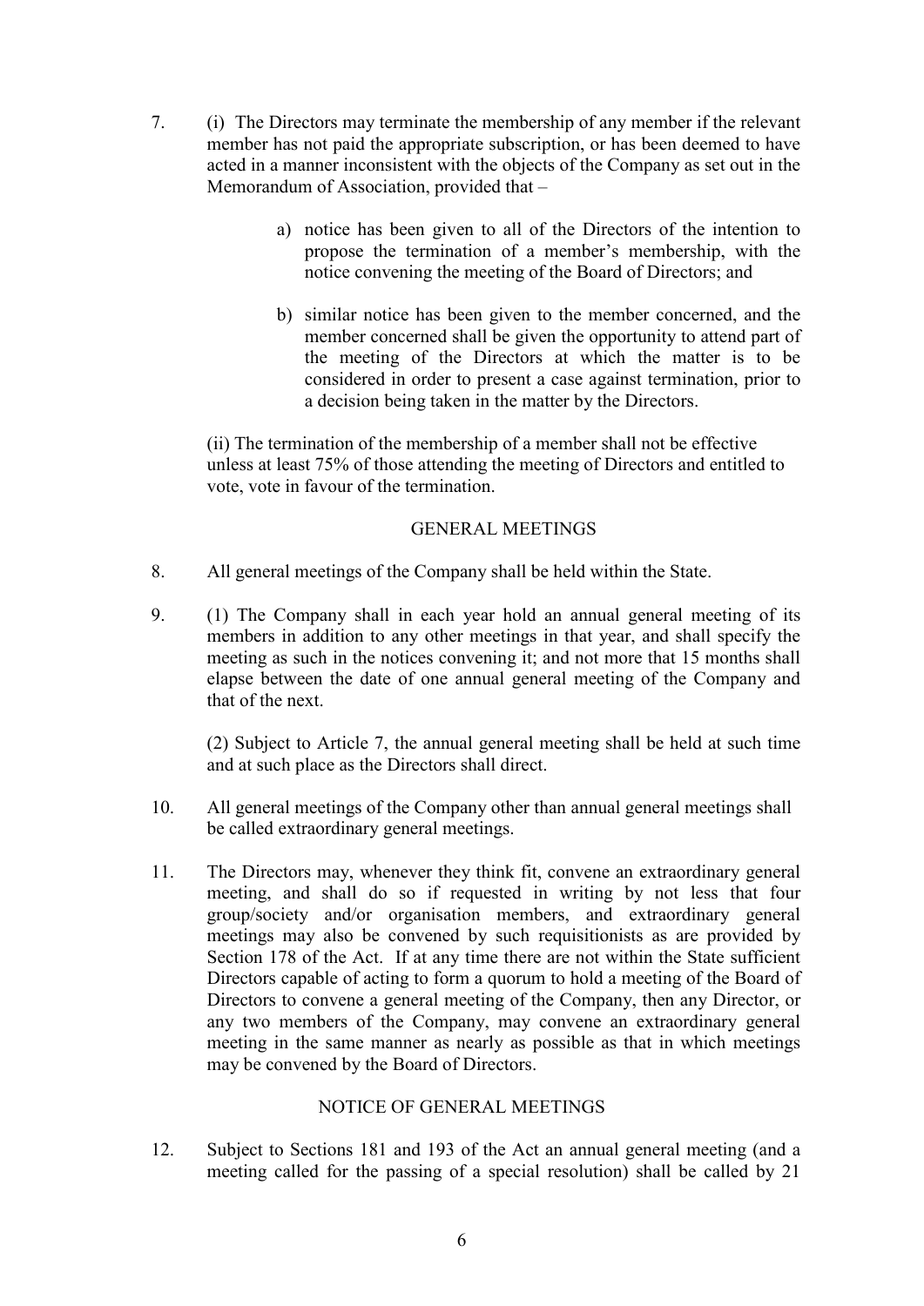7. (i) The Directors may terminate the membership of any member if the relevant member has not paid the appropriate subscription, or has been deemed to have acted in a manner inconsistent with the objects of the Company as set out in the Memorandum of Association, provided that –

   a) notice has been given to all of the Directors of the intention to propose the termination of a member's membership, with the notice convening the meeting of the Board of Directors; and

   b) similar notice has been given to the member concerned, and the member concerned shall be given the opportunity to attend part of the meeting of the Directors at which the matter is to be considered in order to present a case against termination, prior to a decision being taken in the matter by the Directors.

   (ii) The termination of the membership of a member shall not be effective unless at least 75% of those attending the meeting of Directors and entitled to vote, vote in favour of the termination.

## GENERAL MEETINGS

8. All general meetings of the Company shall be held within the State.

9. (1) The Company shall in each year hold an annual general meeting of its members in addition to any other meetings in that year, and shall specify the meeting as such in the notices convening it; and not more that 15 months shall elapse between the date of one annual general meeting of the Company and that of the next.

   (2) Subject to Article 7, the annual general meeting shall be held at such time and at such place as the Directors shall direct.

10. All general meetings of the Company other than annual general meetings shall be called extraordinary general meetings.

11. The Directors may, whenever they think fit, convene an extraordinary general meeting, and shall do so if requested in writing by not less that four group/society and/or organisation members, and extraordinary general meetings may also be convened by such requisitionists as are provided by Section 178 of the Act. If at any time there are not within the State sufficient Directors capable of acting to form a quorum to hold a meeting of the Board of Directors to convene a general meeting of the Company, then any Director, or any two members of the Company, may convene an extraordinary general meeting in the same manner as nearly as possible as that in which meetings may be convened by the Board of Directors.

## NOTICE OF GENERAL MEETINGS

12. Subject to Sections 181 and 193 of the Act an annual general meeting (and a meeting called for the passing of a special resolution) shall be called by 21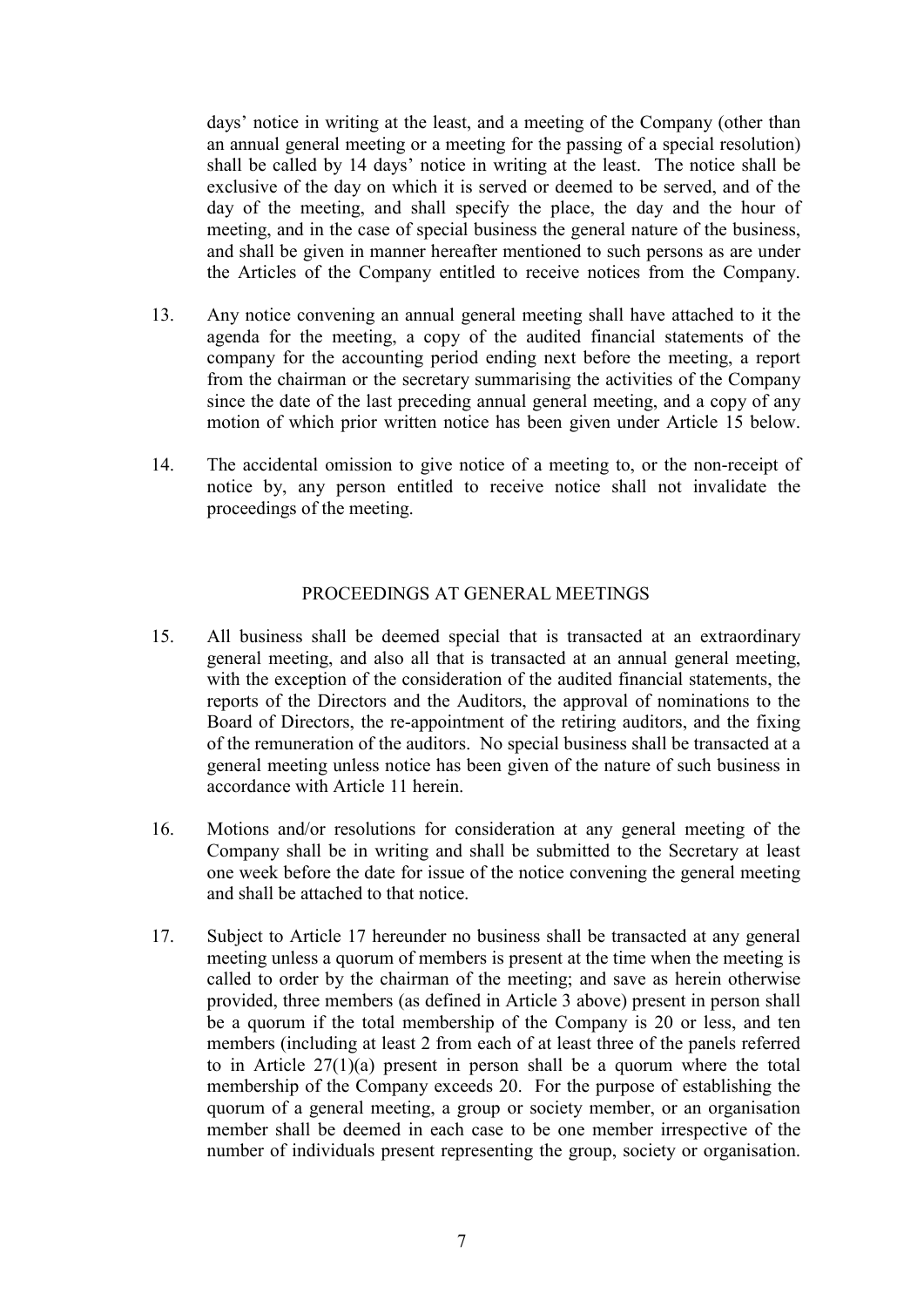days' notice in writing at the least, and a meeting of the Company (other than an annual general meeting or a meeting for the passing of a special resolution) shall be called by 14 days' notice in writing at the least. The notice shall be exclusive of the day on which it is served or deemed to be served, and of the day of the meeting, and shall specify the place, the day and the hour of meeting, and in the case of special business the general nature of the business, and shall be given in manner hereafter mentioned to such persons as are under the Articles of the Company entitled to receive notices from the Company.

13. Any notice convening an annual general meeting shall have attached to it the agenda for the meeting, a copy of the audited financial statements of the company for the accounting period ending next before the meeting, a report from the chairman or the secretary summarising the activities of the Company since the date of the last preceding annual general meeting, and a copy of any motion of which prior written notice has been given under Article 15 below.

14. The accidental omission to give notice of a meeting to, or the non-receipt of notice by, any person entitled to receive notice shall not invalidate the proceedings of the meeting.

## PROCEEDINGS AT GENERAL MEETINGS

15. All business shall be deemed special that is transacted at an extraordinary general meeting, and also all that is transacted at an annual general meeting, with the exception of the consideration of the audited financial statements, the reports of the Directors and the Auditors, the approval of nominations to the Board of Directors, the re-appointment of the retiring auditors, and the fixing of the remuneration of the auditors. No special business shall be transacted at a general meeting unless notice has been given of the nature of such business in accordance with Article 11 herein.

16. Motions and/or resolutions for consideration at any general meeting of the Company shall be in writing and shall be submitted to the Secretary at least one week before the date for issue of the notice convening the general meeting and shall be attached to that notice.

17. Subject to Article 17 hereunder no business shall be transacted at any general meeting unless a quorum of members is present at the time when the meeting is called to order by the chairman of the meeting; and save as herein otherwise provided, three members (as defined in Article 3 above) present in person shall be a quorum if the total membership of the Company is 20 or less, and ten members (including at least 2 from each of at least three of the panels referred to in Article 27(1)(a) present in person shall be a quorum where the total membership of the Company exceeds 20. For the purpose of establishing the quorum of a general meeting, a group or society member, or an organisation member shall be deemed in each case to be one member irrespective of the number of individuals present representing the group, society or organisation.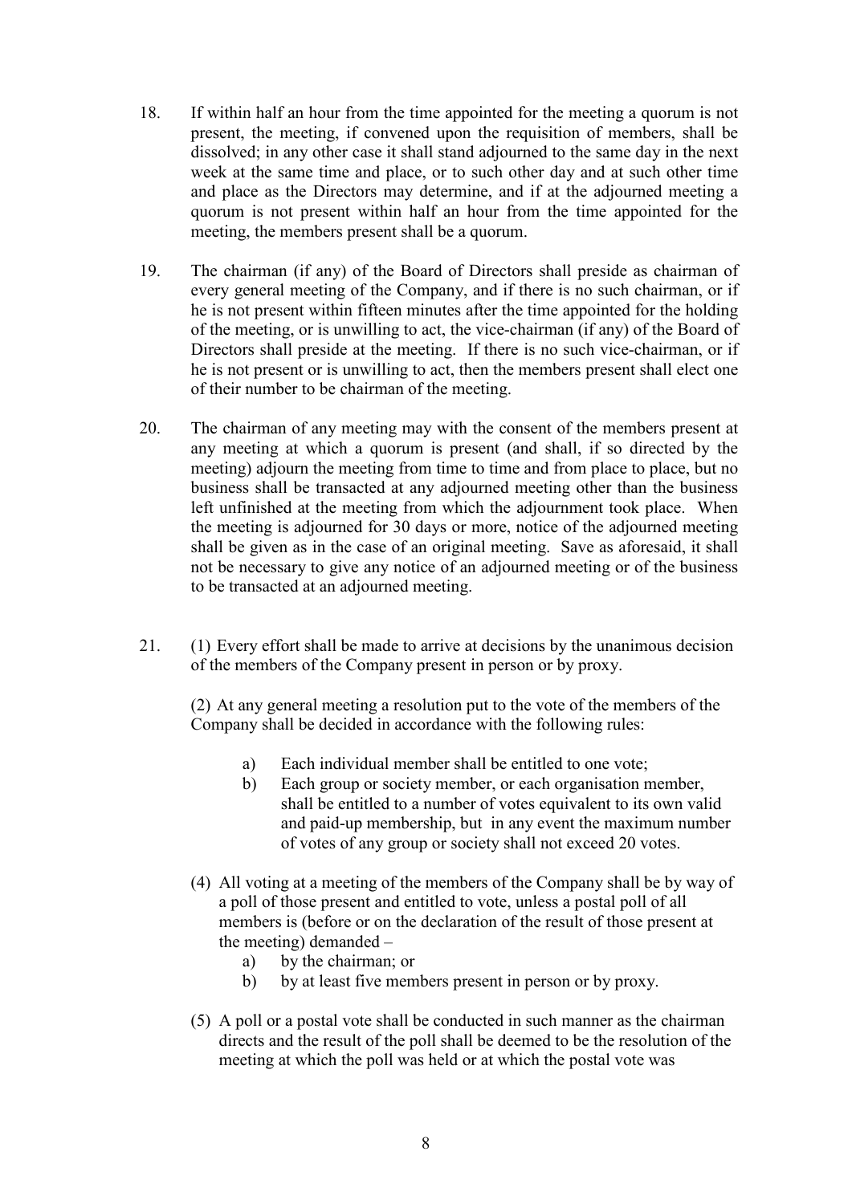18. If within half an hour from the time appointed for the meeting a quorum is not present, the meeting, if convened upon the requisition of members, shall be dissolved; in any other case it shall stand adjourned to the same day in the next week at the same time and place, or to such other day and at such other time and place as the Directors may determine, and if at the adjourned meeting a quorum is not present within half an hour from the time appointed for the meeting, the members present shall be a quorum.

19. The chairman (if any) of the Board of Directors shall preside as chairman of every general meeting of the Company, and if there is no such chairman, or if he is not present within fifteen minutes after the time appointed for the holding of the meeting, or is unwilling to act, the vice-chairman (if any) of the Board of Directors shall preside at the meeting. If there is no such vice-chairman, or if he is not present or is unwilling to act, then the members present shall elect one of their number to be chairman of the meeting.

20. The chairman of any meeting may with the consent of the members present at any meeting at which a quorum is present (and shall, if so directed by the meeting) adjourn the meeting from time to time and from place to place, but no business shall be transacted at any adjourned meeting other than the business left unfinished at the meeting from which the adjournment took place. When the meeting is adjourned for 30 days or more, notice of the adjourned meeting shall be given as in the case of an original meeting. Save as aforesaid, it shall not be necessary to give any notice of an adjourned meeting or of the business to be transacted at an adjourned meeting.

21. (1) Every effort shall be made to arrive at decisions by the unanimous decision of the members of the Company present in person or by proxy.

    (2) At any general meeting a resolution put to the vote of the members of the Company shall be decided in accordance with the following rules:

    a) Each individual member shall be entitled to one vote;
    b) Each group or society member, or each organisation member, shall be entitled to a number of votes equivalent to its own valid and paid-up membership, but in any event the maximum number of votes of any group or society shall not exceed 20 votes.

    (4) All voting at a meeting of the members of the Company shall be by way of a poll of those present and entitled to vote, unless a postal poll of all members is (before or on the declaration of the result of those present at the meeting) demanded –

    a) by the chairman; or
    b) by at least five members present in person or by proxy.

    (5) A poll or a postal vote shall be conducted in such manner as the chairman directs and the result of the poll shall be deemed to be the resolution of the meeting at which the poll was held or at which the postal vote was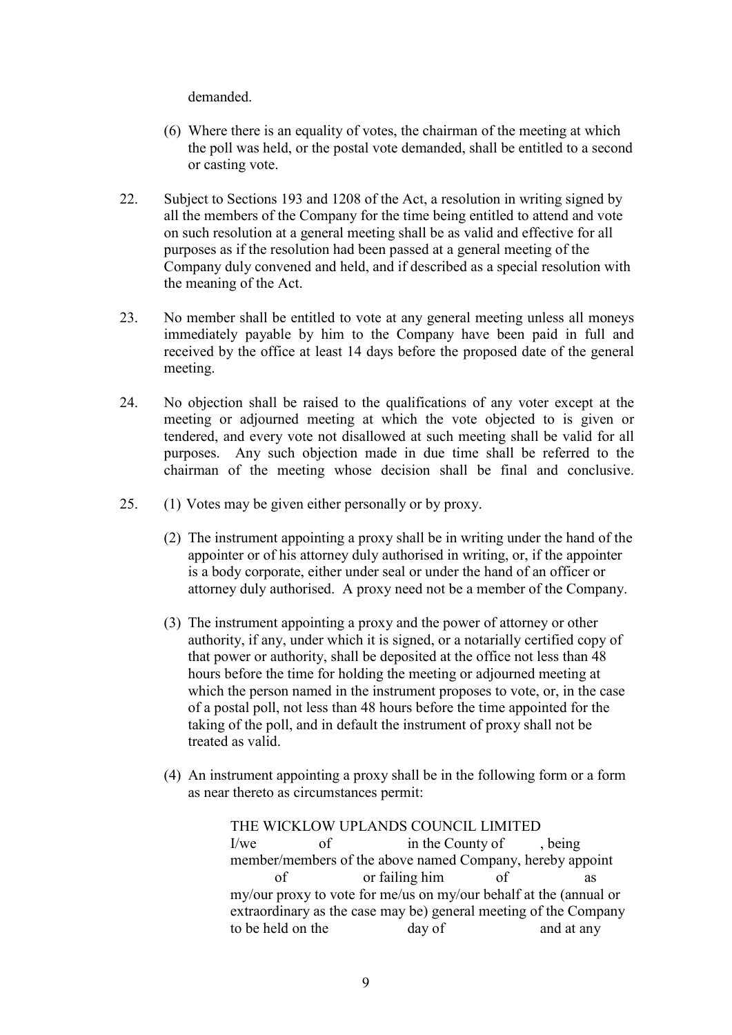demanded.

(6) Where there is an equality of votes, the chairman of the meeting at which the poll was held, or the postal vote demanded, shall be entitled to a second or casting vote.

22. Subject to Sections 193 and 1208 of the Act, a resolution in writing signed by all the members of the Company for the time being entitled to attend and vote on such resolution at a general meeting shall be as valid and effective for all purposes as if the resolution had been passed at a general meeting of the Company duly convened and held, and if described as a special resolution with the meaning of the Act.

23. No member shall be entitled to vote at any general meeting unless all moneys immediately payable by him to the Company have been paid in full and received by the office at least 14 days before the proposed date of the general meeting.

24. No objection shall be raised to the qualifications of any voter except at the meeting or adjourned meeting at which the vote objected to is given or tendered, and every vote not disallowed at such meeting shall be valid for all purposes. Any such objection made in due time shall be referred to the chairman of the meeting whose decision shall be final and conclusive.

25. (1) Votes may be given either personally or by proxy.

(2) The instrument appointing a proxy shall be in writing under the hand of the appointer or of his attorney duly authorised in writing, or, if the appointer is a body corporate, either under seal or under the hand of an officer or attorney duly authorised. A proxy need not be a member of the Company.

(3) The instrument appointing a proxy and the power of attorney or other authority, if any, under which it is signed, or a notarially certified copy of that power or authority, shall be deposited at the office not less than 48 hours before the time for holding the meeting or adjourned meeting at which the person named in the instrument proposes to vote, or, in the case of a postal poll, not less than 48 hours before the time appointed for the taking of the poll, and in default the instrument of proxy shall not be treated as valid.

(4) An instrument appointing a proxy shall be in the following form or a form as near thereto as circumstances permit:

> THE WICKLOW UPLANDS COUNCIL LIMITED
> I/we of in the County of , being member/members of the above named Company, hereby appoint of or failing him of as my/our proxy to vote for me/us on my/our behalf at the (annual or extraordinary as the case may be) general meeting of the Company to be held on the day of and at any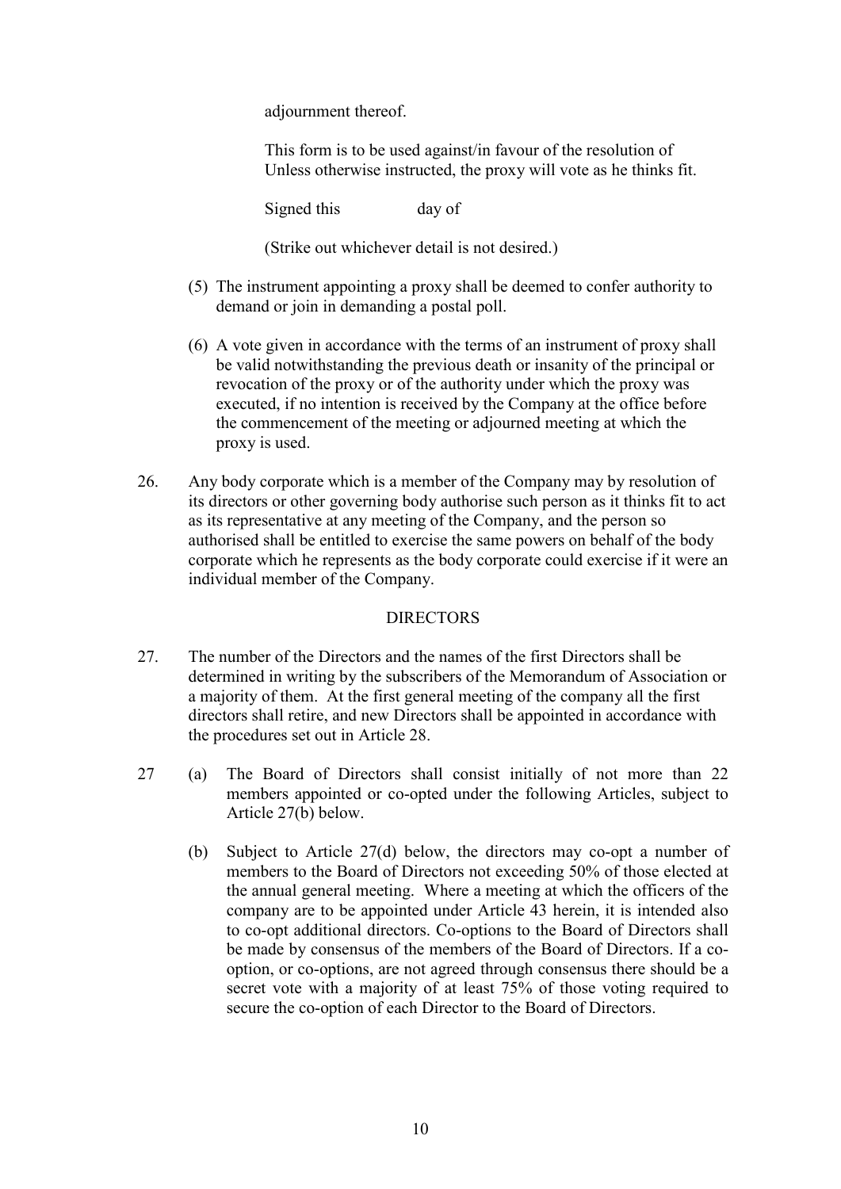adjournment thereof.

This form is to be used against/in favour of the resolution of
Unless otherwise instructed, the proxy will vote as he thinks fit.

Signed this day of

(Strike out whichever detail is not desired.)

(5) The instrument appointing a proxy shall be deemed to confer authority to demand or join in demanding a postal poll.

(6) A vote given in accordance with the terms of an instrument of proxy shall be valid notwithstanding the previous death or insanity of the principal or revocation of the proxy or of the authority under which the proxy was executed, if no intention is received by the Company at the office before the commencement of the meeting or adjourned meeting at which the proxy is used.

26. Any body corporate which is a member of the Company may by resolution of its directors or other governing body authorise such person as it thinks fit to act as its representative at any meeting of the Company, and the person so authorised shall be entitled to exercise the same powers on behalf of the body corporate which he represents as the body corporate could exercise if it were an individual member of the Company.

## DIRECTORS

27. The number of the Directors and the names of the first Directors shall be determined in writing by the subscribers of the Memorandum of Association or a majority of them. At the first general meeting of the company all the first directors shall retire, and new Directors shall be appointed in accordance with the procedures set out in Article 28.

27 (a) The Board of Directors shall consist initially of not more than 22 members appointed or co-opted under the following Articles, subject to Article 27(b) below.

(b) Subject to Article 27(d) below, the directors may co-opt a number of members to the Board of Directors not exceeding 50% of those elected at the annual general meeting. Where a meeting at which the officers of the company are to be appointed under Article 43 herein, it is intended also to co-opt additional directors. Co-options to the Board of Directors shall be made by consensus of the members of the Board of Directors. If a co-option, or co-options, are not agreed through consensus there should be a secret vote with a majority of at least 75% of those voting required to secure the co-option of each Director to the Board of Directors.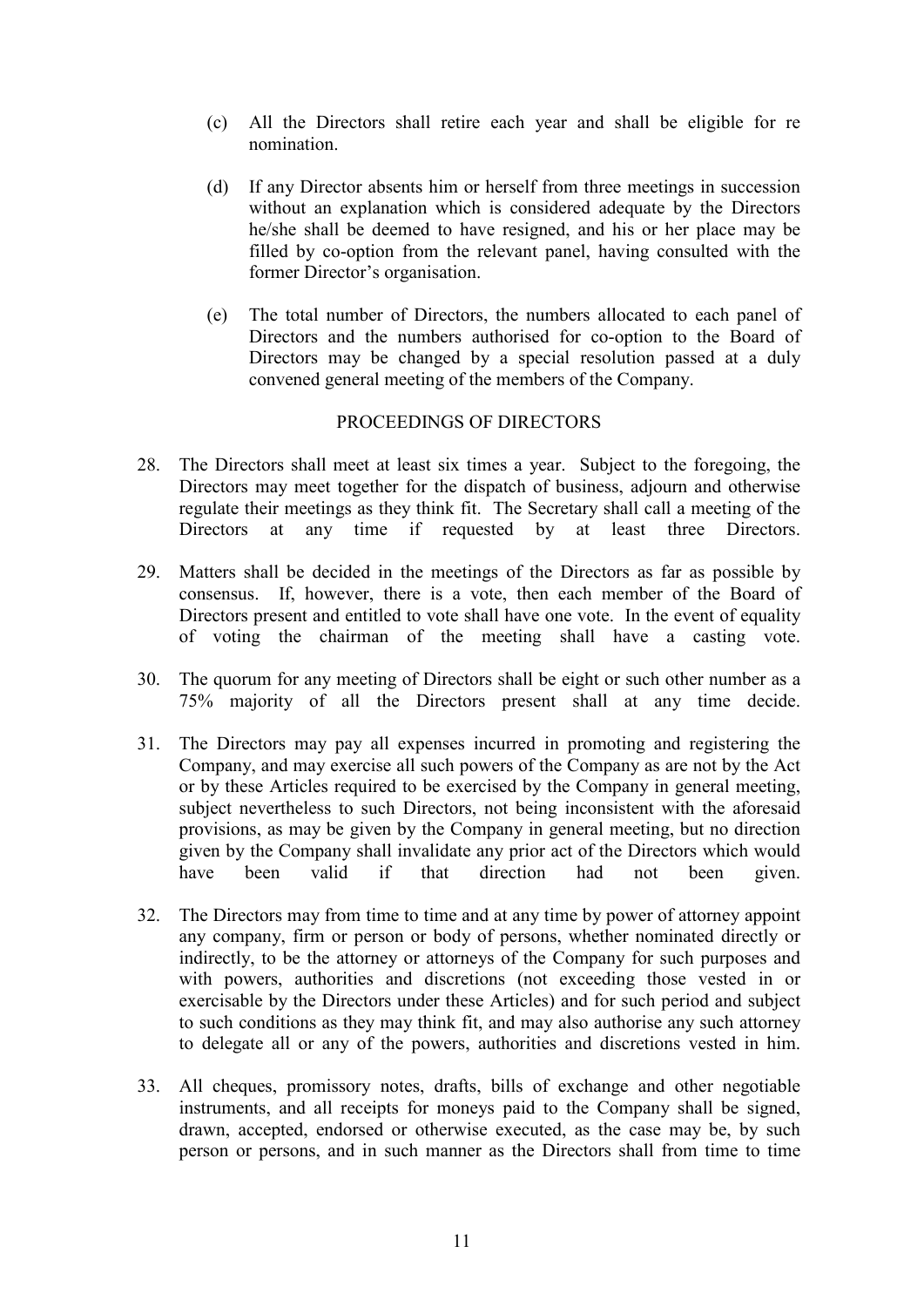(c) All the Directors shall retire each year and shall be eligible for re nomination.

(d) If any Director absents him or herself from three meetings in succession without an explanation which is considered adequate by the Directors he/she shall be deemed to have resigned, and his or her place may be filled by co-option from the relevant panel, having consulted with the former Director's organisation.

(e) The total number of Directors, the numbers allocated to each panel of Directors and the numbers authorised for co-option to the Board of Directors may be changed by a special resolution passed at a duly convened general meeting of the members of the Company.

## PROCEEDINGS OF DIRECTORS

28. The Directors shall meet at least six times a year. Subject to the foregoing, the Directors may meet together for the dispatch of business, adjourn and otherwise regulate their meetings as they think fit. The Secretary shall call a meeting of the Directors at any time if requested by at least three Directors.

29. Matters shall be decided in the meetings of the Directors as far as possible by consensus. If, however, there is a vote, then each member of the Board of Directors present and entitled to vote shall have one vote. In the event of equality of voting the chairman of the meeting shall have a casting vote.

30. The quorum for any meeting of Directors shall be eight or such other number as a 75% majority of all the Directors present shall at any time decide.

31. The Directors may pay all expenses incurred in promoting and registering the Company, and may exercise all such powers of the Company as are not by the Act or by these Articles required to be exercised by the Company in general meeting, subject nevertheless to such Directors, not being inconsistent with the aforesaid provisions, as may be given by the Company in general meeting, but no direction given by the Company shall invalidate any prior act of the Directors which would have been valid if that direction had not been given.

32. The Directors may from time to time and at any time by power of attorney appoint any company, firm or person or body of persons, whether nominated directly or indirectly, to be the attorney or attorneys of the Company for such purposes and with powers, authorities and discretions (not exceeding those vested in or exercisable by the Directors under these Articles) and for such period and subject to such conditions as they may think fit, and may also authorise any such attorney to delegate all or any of the powers, authorities and discretions vested in him.

33. All cheques, promissory notes, drafts, bills of exchange and other negotiable instruments, and all receipts for moneys paid to the Company shall be signed, drawn, accepted, endorsed or otherwise executed, as the case may be, by such person or persons, and in such manner as the Directors shall from time to time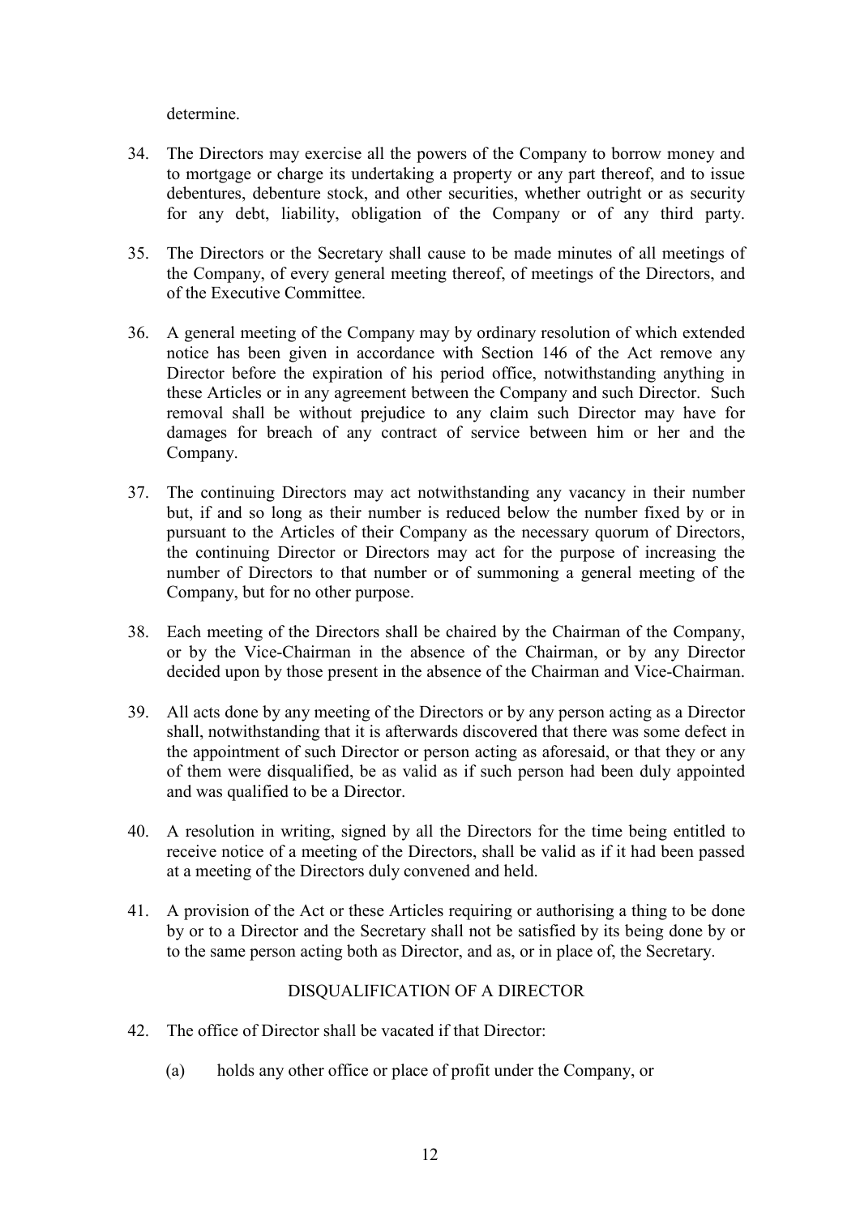determine.

34. The Directors may exercise all the powers of the Company to borrow money and to mortgage or charge its undertaking a property or any part thereof, and to issue debentures, debenture stock, and other securities, whether outright or as security for any debt, liability, obligation of the Company or of any third party.

35. The Directors or the Secretary shall cause to be made minutes of all meetings of the Company, of every general meeting thereof, of meetings of the Directors, and of the Executive Committee.

36. A general meeting of the Company may by ordinary resolution of which extended notice has been given in accordance with Section 146 of the Act remove any Director before the expiration of his period office, notwithstanding anything in these Articles or in any agreement between the Company and such Director. Such removal shall be without prejudice to any claim such Director may have for damages for breach of any contract of service between him or her and the Company.

37. The continuing Directors may act notwithstanding any vacancy in their number but, if and so long as their number is reduced below the number fixed by or in pursuant to the Articles of their Company as the necessary quorum of Directors, the continuing Director or Directors may act for the purpose of increasing the number of Directors to that number or of summoning a general meeting of the Company, but for no other purpose.

38. Each meeting of the Directors shall be chaired by the Chairman of the Company, or by the Vice-Chairman in the absence of the Chairman, or by any Director decided upon by those present in the absence of the Chairman and Vice-Chairman.

39. All acts done by any meeting of the Directors or by any person acting as a Director shall, notwithstanding that it is afterwards discovered that there was some defect in the appointment of such Director or person acting as aforesaid, or that they or any of them were disqualified, be as valid as if such person had been duly appointed and was qualified to be a Director.

40. A resolution in writing, signed by all the Directors for the time being entitled to receive notice of a meeting of the Directors, shall be valid as if it had been passed at a meeting of the Directors duly convened and held.

41. A provision of the Act or these Articles requiring or authorising a thing to be done by or to a Director and the Secretary shall not be satisfied by its being done by or to the same person acting both as Director, and as, or in place of, the Secretary.

## DISQUALIFICATION OF A DIRECTOR

42. The office of Director shall be vacated if that Director:

    (a) holds any other office or place of profit under the Company, or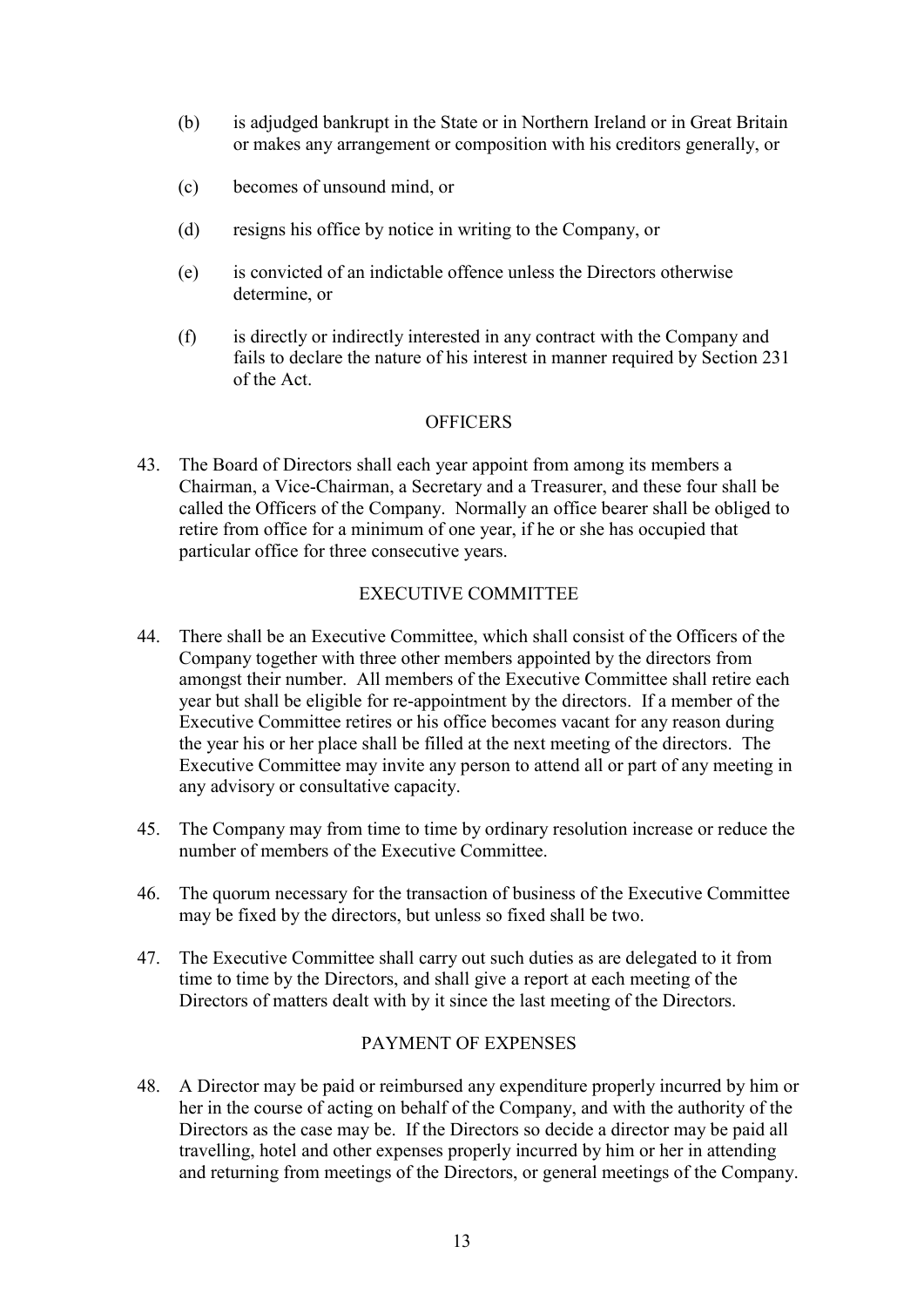(b) is adjudged bankrupt in the State or in Northern Ireland or in Great Britain or makes any arrangement or composition with his creditors generally, or

(c) becomes of unsound mind, or

(d) resigns his office by notice in writing to the Company, or

(e) is convicted of an indictable offence unless the Directors otherwise determine, or

(f) is directly or indirectly interested in any contract with the Company and fails to declare the nature of his interest in manner required by Section 231 of the Act.

## OFFICERS

43. The Board of Directors shall each year appoint from among its members a Chairman, a Vice-Chairman, a Secretary and a Treasurer, and these four shall be called the Officers of the Company. Normally an office bearer shall be obliged to retire from office for a minimum of one year, if he or she has occupied that particular office for three consecutive years.

## EXECUTIVE COMMITTEE

44. There shall be an Executive Committee, which shall consist of the Officers of the Company together with three other members appointed by the directors from amongst their number. All members of the Executive Committee shall retire each year but shall be eligible for re-appointment by the directors. If a member of the Executive Committee retires or his office becomes vacant for any reason during the year his or her place shall be filled at the next meeting of the directors. The Executive Committee may invite any person to attend all or part of any meeting in any advisory or consultative capacity.

45. The Company may from time to time by ordinary resolution increase or reduce the number of members of the Executive Committee.

46. The quorum necessary for the transaction of business of the Executive Committee may be fixed by the directors, but unless so fixed shall be two.

47. The Executive Committee shall carry out such duties as are delegated to it from time to time by the Directors, and shall give a report at each meeting of the Directors of matters dealt with by it since the last meeting of the Directors.

## PAYMENT OF EXPENSES

48. A Director may be paid or reimbursed any expenditure properly incurred by him or her in the course of acting on behalf of the Company, and with the authority of the Directors as the case may be. If the Directors so decide a director may be paid all travelling, hotel and other expenses properly incurred by him or her in attending and returning from meetings of the Directors, or general meetings of the Company.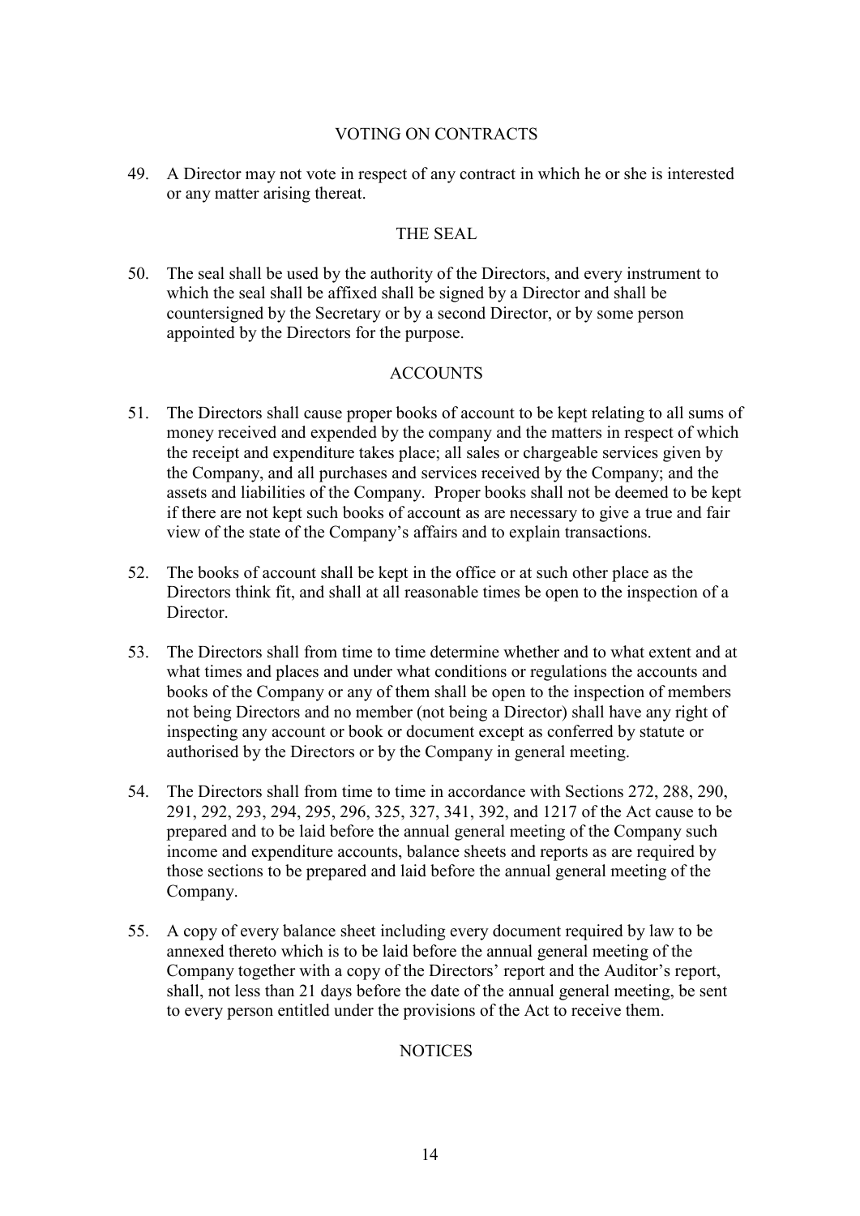## VOTING ON CONTRACTS

49. A Director may not vote in respect of any contract in which he or she is interested or any matter arising thereat.

## THE SEAL

50. The seal shall be used by the authority of the Directors, and every instrument to which the seal shall be affixed shall be signed by a Director and shall be countersigned by the Secretary or by a second Director, or by some person appointed by the Directors for the purpose.

## ACCOUNTS

51. The Directors shall cause proper books of account to be kept relating to all sums of money received and expended by the company and the matters in respect of which the receipt and expenditure takes place; all sales or chargeable services given by the Company, and all purchases and services received by the Company; and the assets and liabilities of the Company. Proper books shall not be deemed to be kept if there are not kept such books of account as are necessary to give a true and fair view of the state of the Company's affairs and to explain transactions.

52. The books of account shall be kept in the office or at such other place as the Directors think fit, and shall at all reasonable times be open to the inspection of a Director.

53. The Directors shall from time to time determine whether and to what extent and at what times and places and under what conditions or regulations the accounts and books of the Company or any of them shall be open to the inspection of members not being Directors and no member (not being a Director) shall have any right of inspecting any account or book or document except as conferred by statute or authorised by the Directors or by the Company in general meeting.

54. The Directors shall from time to time in accordance with Sections 272, 288, 290, 291, 292, 293, 294, 295, 296, 325, 327, 341, 392, and 1217 of the Act cause to be prepared and to be laid before the annual general meeting of the Company such income and expenditure accounts, balance sheets and reports as are required by those sections to be prepared and laid before the annual general meeting of the Company.

55. A copy of every balance sheet including every document required by law to be annexed thereto which is to be laid before the annual general meeting of the Company together with a copy of the Directors' report and the Auditor's report, shall, not less than 21 days before the date of the annual general meeting, be sent to every person entitled under the provisions of the Act to receive them.

## NOTICES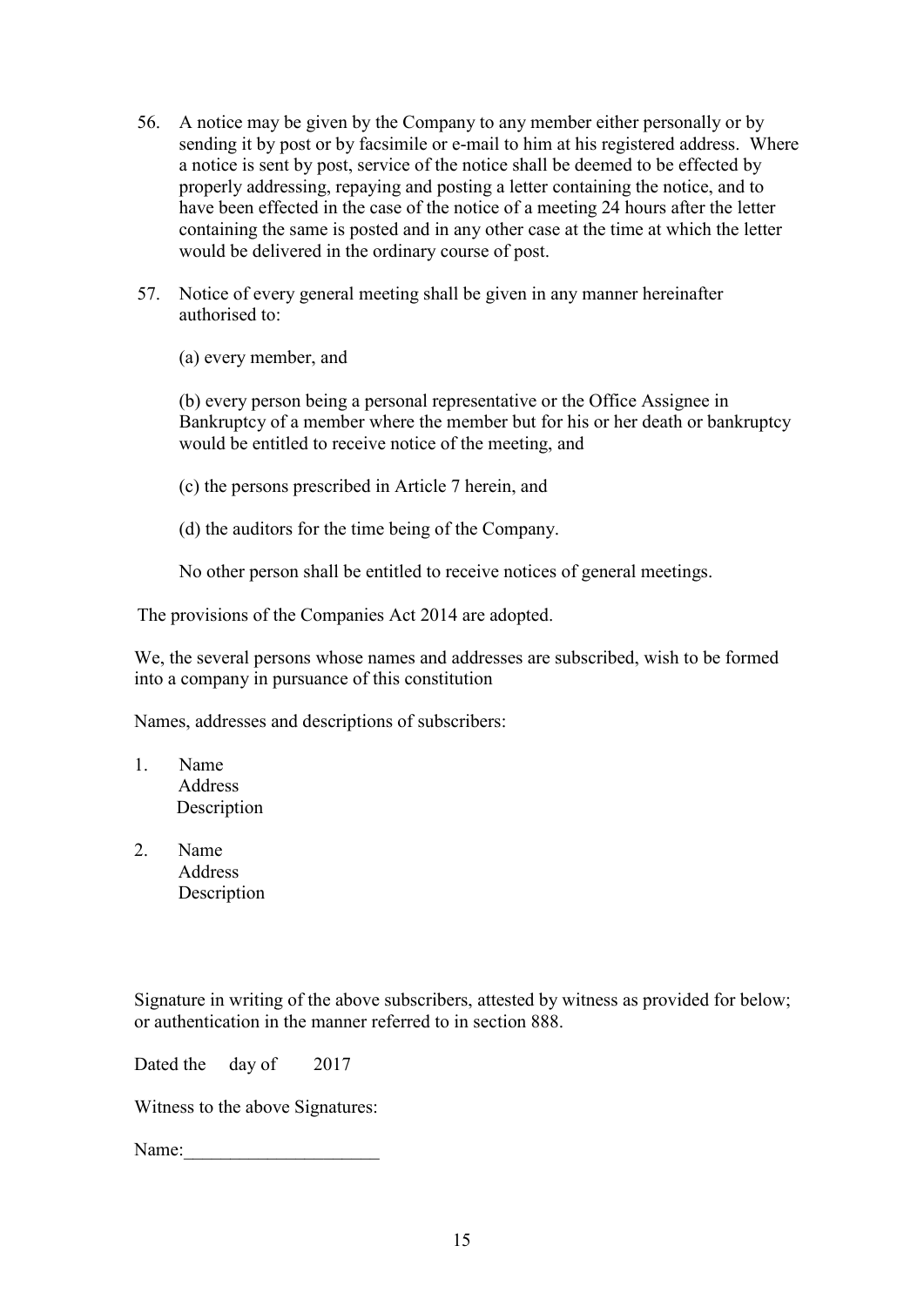56. A notice may be given by the Company to any member either personally or by sending it by post or by facsimile or e-mail to him at his registered address. Where a notice is sent by post, service of the notice shall be deemed to be effected by properly addressing, repaying and posting a letter containing the notice, and to have been effected in the case of the notice of a meeting 24 hours after the letter containing the same is posted and in any other case at the time at which the letter would be delivered in the ordinary course of post.

57. Notice of every general meeting shall be given in any manner hereinafter authorised to:

    (a) every member, and

    (b) every person being a personal representative or the Office Assignee in Bankruptcy of a member where the member but for his or her death or bankruptcy would be entitled to receive notice of the meeting, and

    (c) the persons prescribed in Article 7 herein, and

    (d) the auditors for the time being of the Company.

    No other person shall be entitled to receive notices of general meetings.

The provisions of the Companies Act 2014 are adopted.

We, the several persons whose names and addresses are subscribed, wish to be formed into a company in pursuance of this constitution

Names, addresses and descriptions of subscribers:

1. Name
   Address
   Description

2. Name
   Address
   Description

Signature in writing of the above subscribers, attested by witness as provided for below; or authentication in the manner referred to in section 888.

Dated the day of 2017

Witness to the above Signatures:

Name:_____________________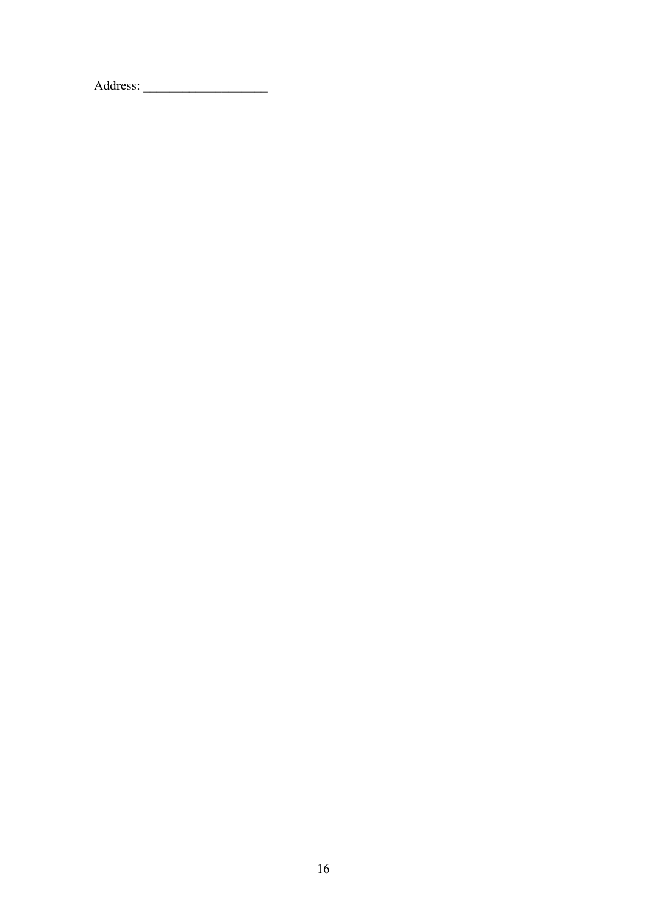Address: ___________________